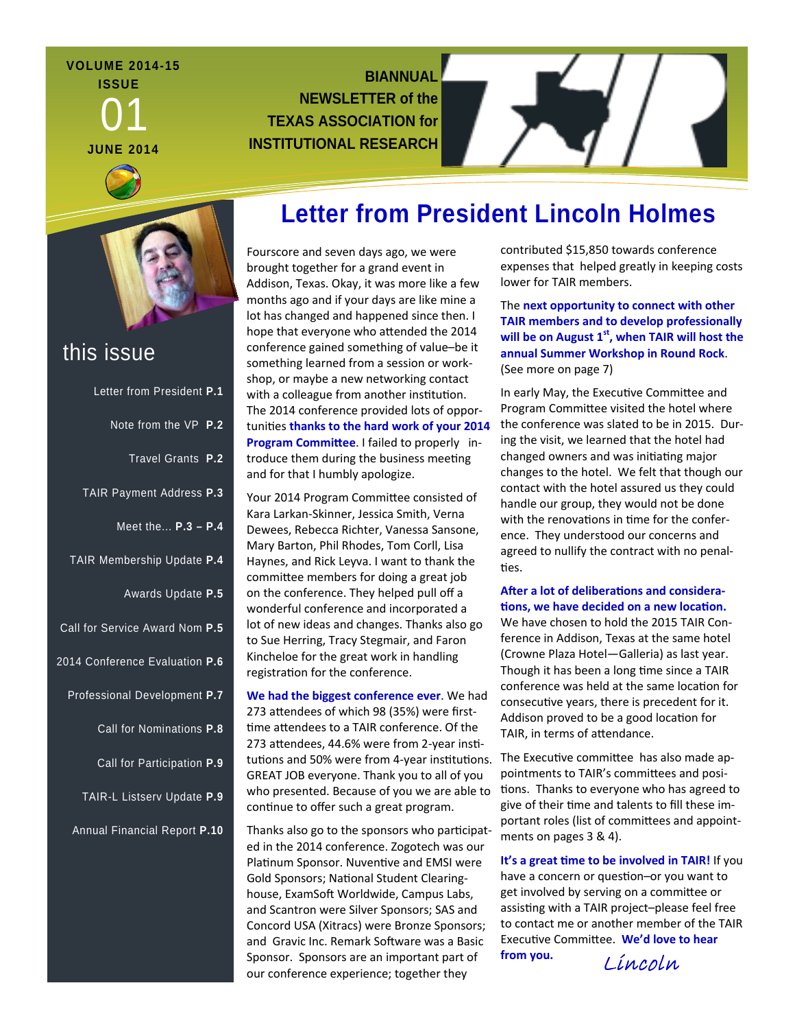VOLUME 2014-15
ISSUE
01
JUNE 2014

**BIANNUAL NEWSLETTER of the TEXAS ASSOCIATION for INSTITUTIONAL RESEARCH**

## this issue

- Letter from President **P.1**
- Note from the VP **P.2**
- Travel Grants **P.2**
- TAIR Payment Address **P.3**
- Meet the... **P.3 – P.4**
- TAIR Membership Update **P.4**
- Awards Update **P.5**
- Call for Service Award Nom **P.5**
- 2014 Conference Evaluation **P.6**
- Professional Development **P.7**
- Call for Nominations **P.8**
- Call for Participation **P.9**
- TAIR-L Listserv Update **P.9**
- Annual Financial Report **P.10**

# Letter from President Lincoln Holmes

Fourscore and seven days ago, we were brought together for a grand event in Addison, Texas. Okay, it was more like a few months ago and if your days are like mine a lot has changed and happened since then. I hope that everyone who attended the 2014 conference gained something of value–be it something learned from a session or workshop, or maybe a new networking contact with a colleague from another institution. The 2014 conference provided lots of opportunities **thanks to the hard work of your 2014 Program Committee**. I failed to properly introduce them during the business meeting and for that I humbly apologize.

Your 2014 Program Committee consisted of Kara Larkan-Skinner, Jessica Smith, Verna Dewees, Rebecca Richter, Vanessa Sansone, Mary Barton, Phil Rhodes, Tom Corll, Lisa Haynes, and Rick Leyva. I want to thank the committee members for doing a great job on the conference. They helped pull off a wonderful conference and incorporated a lot of new ideas and changes. Thanks also go to Sue Herring, Tracy Stegmair, and Faron Kincheloe for the great work in handling registration for the conference.

**We had the biggest conference ever**. We had 273 attendees of which 98 (35%) were first-time attendees to a TAIR conference. Of the 273 attendees, 44.6% were from 2-year institutions and 50% were from 4-year institutions. GREAT JOB everyone. Thank you to all of you who presented. Because of you we are able to continue to offer such a great program.

Thanks also go to the sponsors who participated in the 2014 conference. Zogotech was our Platinum Sponsor. Nuventive and EMSI were Gold Sponsors; National Student Clearinghouse, ExamSoft Worldwide, Campus Labs, and Scantron were Silver Sponsors; SAS and Concord USA (Xitracs) were Bronze Sponsors; and Gravic Inc. Remark Software was a Basic Sponsor. Sponsors are an important part of our conference experience; together they contributed $15,850 towards conference expenses that helped greatly in keeping costs lower for TAIR members.

The **next opportunity to connect with other TAIR members and to develop professionally will be on August 1st, when TAIR will host the annual Summer Workshop in Round Rock**. (See more on page 7)

In early May, the Executive Committee and Program Committee visited the hotel where the conference was slated to be in 2015. During the visit, we learned that the hotel had changed owners and was initiating major changes to the hotel. We felt that though our contact with the hotel assured us they could handle our group, they would not be done with the renovations in time for the conference. They understood our concerns and agreed to nullify the contract with no penalties.

**After a lot of deliberations and considerations, we have decided on a new location.** We have chosen to hold the 2015 TAIR Conference in Addison, Texas at the same hotel (Crowne Plaza Hotel—Galleria) as last year. Though it has been a long time since a TAIR conference was held at the same location for consecutive years, there is precedent for it. Addison proved to be a good location for TAIR, in terms of attendance.

The Executive committee has also made appointments to TAIR's committees and positions. Thanks to everyone who has agreed to give of their time and talents to fill these important roles (list of committees and appointments on pages 3 & 4).

**It's a great time to be involved in TAIR!** If you have a concern or question–or you want to get involved by serving on a committee or assisting with a TAIR project–please feel free to contact me or another member of the TAIR Executive Committee. **We'd love to hear from you.**

*Lincoln*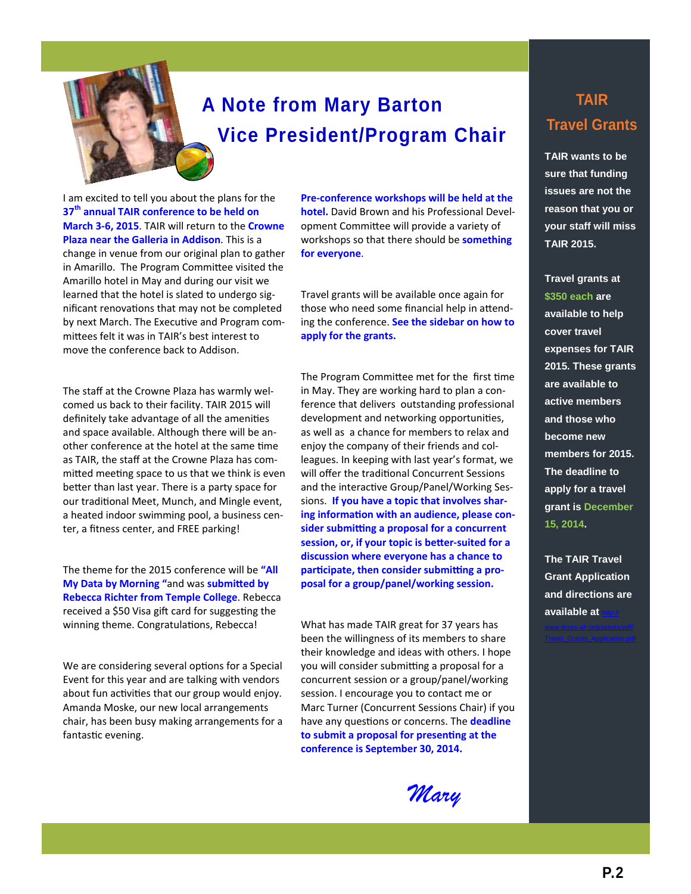# A Note from Mary Barton

## Vice President/Program Chair

I am excited to tell you about the plans for the **37th annual TAIR conference to be held on March 3-6, 2015**. TAIR will return to the **Crowne Plaza near the Galleria in Addison**. This is a change in venue from our original plan to gather in Amarillo. The Program Committee visited the Amarillo hotel in May and during our visit we learned that the hotel is slated to undergo significant renovations that may not be completed by next March. The Executive and Program committees felt it was in TAIR's best interest to move the conference back to Addison.

The staff at the Crowne Plaza has warmly welcomed us back to their facility. TAIR 2015 will definitely take advantage of all the amenities and space available. Although there will be another conference at the hotel at the same time as TAIR, the staff at the Crowne Plaza has committed meeting space to us that we think is even better than last year. There is a party space for our traditional Meet, Munch, and Mingle event, a heated indoor swimming pool, a business center, a fitness center, and FREE parking!

The theme for the 2015 conference will be **"All My Data by Morning "** and was **submitted by Rebecca Richter from Temple College**. Rebecca received a $50 Visa gift card for suggesting the winning theme. Congratulations, Rebecca!

We are considering several options for a Special Event for this year and are talking with vendors about fun activities that our group would enjoy. Amanda Moske, our new local arrangements chair, has been busy making arrangements for a fantastic evening.

**Pre-conference workshops will be held at the hotel.** David Brown and his Professional Development Committee will provide a variety of workshops so that there should be **something for everyone**.

Travel grants will be available once again for those who need some financial help in attending the conference. **See the sidebar on how to apply for the grants.**

The Program Committee met for the first time in May. They are working hard to plan a conference that delivers outstanding professional development and networking opportunities, as well as a chance for members to relax and enjoy the company of their friends and colleagues. In keeping with last year's format, we will offer the traditional Concurrent Sessions and the interactive Group/Panel/Working Sessions. **If you have a topic that involves sharing information with an audience, please consider submitting a proposal for a concurrent session, or, if your topic is better-suited for a discussion where everyone has a chance to participate, then consider submitting a proposal for a group/panel/working session.**

What has made TAIR great for 37 years has been the willingness of its members to share their knowledge and ideas with others. I hope you will consider submitting a proposal for a concurrent session or a group/panel/working session. I encourage you to contact me or Marc Turner (Concurrent Sessions Chair) if you have any questions or concerns. The **deadline to submit a proposal for presenting at the conference is September 30, 2014.**

*Mary*

## TAIR Travel Grants

**TAIR wants to be sure that funding issues are not the reason that you or your staff will miss TAIR 2015.**

**Travel grants at $350 each are available to help cover travel expenses for TAIR 2015. These grants are available to active members and those who become new members for 2015. The deadline to apply for a travel grant is December 15, 2014.**

**The TAIR Travel Grant Application and directions are available at** http://www.texas-air.org/assets/pdf/Travel_Grants_Application.pdf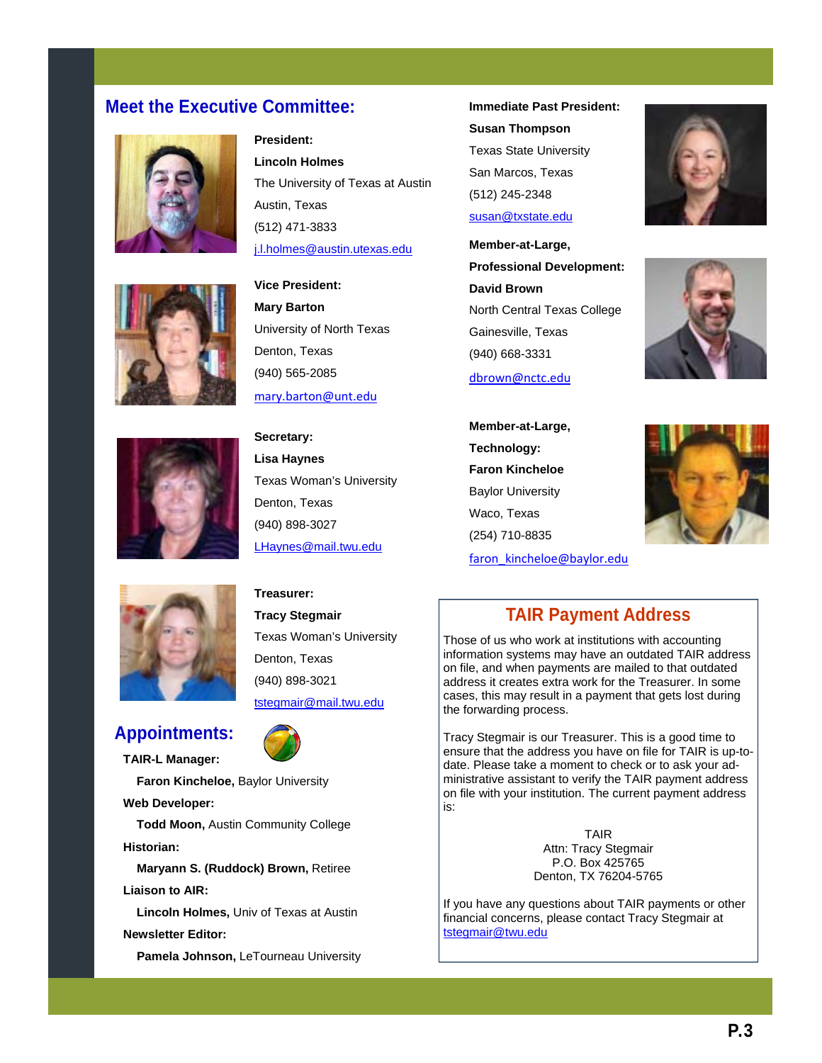## Meet the Executive Committee:

**President:**
**Lincoln Holmes**
The University of Texas at Austin
Austin, Texas
(512) 471-3833
j.l.holmes@austin.utexas.edu

**Vice President:**
**Mary Barton**
University of North Texas
Denton, Texas
(940) 565-2085
mary.barton@unt.edu

**Secretary:**
**Lisa Haynes**
Texas Woman's University
Denton, Texas
(940) 898-3027
LHaynes@mail.twu.edu

**Treasurer:**
**Tracy Stegmair**
Texas Woman's University
Denton, Texas
(940) 898-3021
tstegmair@mail.twu.edu

**Immediate Past President:**
**Susan Thompson**
Texas State University
San Marcos, Texas
(512) 245-2348
susan@txstate.edu

**Member-at-Large,**
**Professional Development:**
**David Brown**
North Central Texas College
Gainesville, Texas
(940) 668-3331
dbrown@nctc.edu

**Member-at-Large,**
**Technology:**
**Faron Kincheloe**
Baylor University
Waco, Texas
(254) 710-8835
faron_kincheloe@baylor.edu

## Appointments:

**TAIR-L Manager:**
**Faron Kincheloe,** Baylor University

**Web Developer:**
**Todd Moon,** Austin Community College

**Historian:**
**Maryann S. (Ruddock) Brown,** Retiree

**Liaison to AIR:**
**Lincoln Holmes,** Univ of Texas at Austin

**Newsletter Editor:**
**Pamela Johnson,** LeTourneau University

## TAIR Payment Address

Those of us who work at institutions with accounting information systems may have an outdated TAIR address on file, and when payments are mailed to that outdated address it creates extra work for the Treasurer. In some cases, this may result in a payment that gets lost during the forwarding process.

Tracy Stegmair is our Treasurer. This is a good time to ensure that the address you have on file for TAIR is up-to-date. Please take a moment to check or to ask your administrative assistant to verify the TAIR payment address on file with your institution. The current payment address is:

TAIR
Attn: Tracy Stegmair
P.O. Box 425765
Denton, TX 76204-5765

If you have any questions about TAIR payments or other financial concerns, please contact Tracy Stegmair at tstegmair@twu.edu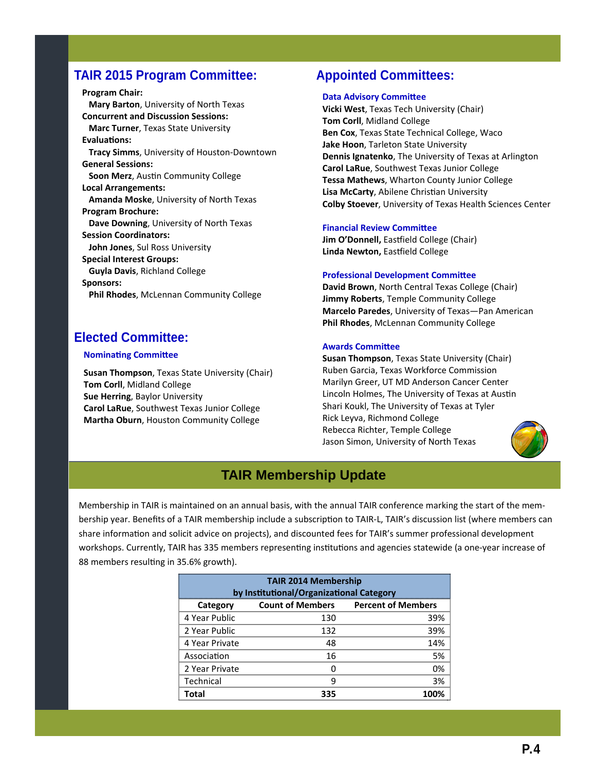## TAIR 2015 Program Committee:

**Program Chair:**
**Mary Barton**, University of North Texas
**Concurrent and Discussion Sessions:**
**Marc Turner**, Texas State University
**Evaluations:**
**Tracy Simms**, University of Houston-Downtown
**General Sessions:**
**Soon Merz**, Austin Community College
**Local Arrangements:**
**Amanda Moske**, University of North Texas
**Program Brochure:**
**Dave Downing**, University of North Texas
**Session Coordinators:**
**John Jones**, Sul Ross University
**Special Interest Groups:**
**Guyla Davis**, Richland College
**Sponsors:**
**Phil Rhodes**, McLennan Community College

## Elected Committee:

### Nominating Committee

**Susan Thompson**, Texas State University (Chair)
**Tom Corll**, Midland College
**Sue Herring**, Baylor University
**Carol LaRue**, Southwest Texas Junior College
**Martha Oburn**, Houston Community College

## Appointed Committees:

### Data Advisory Committee

**Vicki West**, Texas Tech University (Chair)
**Tom Corll**, Midland College
**Ben Cox**, Texas State Technical College, Waco
**Jake Hoon**, Tarleton State University
**Dennis Ignatenko**, The University of Texas at Arlington
**Carol LaRue**, Southwest Texas Junior College
**Tessa Mathews**, Wharton County Junior College
**Lisa McCarty**, Abilene Christian University
**Colby Stoever**, University of Texas Health Sciences Center

### Financial Review Committee

**Jim O'Donnell,** Eastfield College (Chair)
**Linda Newton,** Eastfield College

### Professional Development Committee

**David Brown**, North Central Texas College (Chair)
**Jimmy Roberts**, Temple Community College
**Marcelo Paredes**, University of Texas—Pan American
**Phil Rhodes**, McLennan Community College

### Awards Committee

**Susan Thompson**, Texas State University (Chair)
Ruben Garcia, Texas Workforce Commission
Marilyn Greer, UT MD Anderson Cancer Center
Lincoln Holmes, The University of Texas at Austin
Shari Koukl, The University of Texas at Tyler
Rick Leyva, Richmond College
Rebecca Richter, Temple College
Jason Simon, University of North Texas

## TAIR Membership Update

Membership in TAIR is maintained on an annual basis, with the annual TAIR conference marking the start of the membership year. Benefits of a TAIR membership include a subscription to TAIR-L, TAIR's discussion list (where members can share information and solicit advice on projects), and discounted fees for TAIR's summer professional development workshops. Currently, TAIR has 335 members representing institutions and agencies statewide (a one-year increase of 88 members resulting in 35.6% growth).

**TAIR 2014 Membership by Institutional/Organizational Category**

| Category | Count of Members | Percent of Members |
|---|---|---|
| 4 Year Public | 130 | 39% |
| 2 Year Public | 132 | 39% |
| 4 Year Private | 48 | 14% |
| Association | 16 | 5% |
| 2 Year Private | 0 | 0% |
| Technical | 9 | 3% |
| **Total** | **335** | **100%** |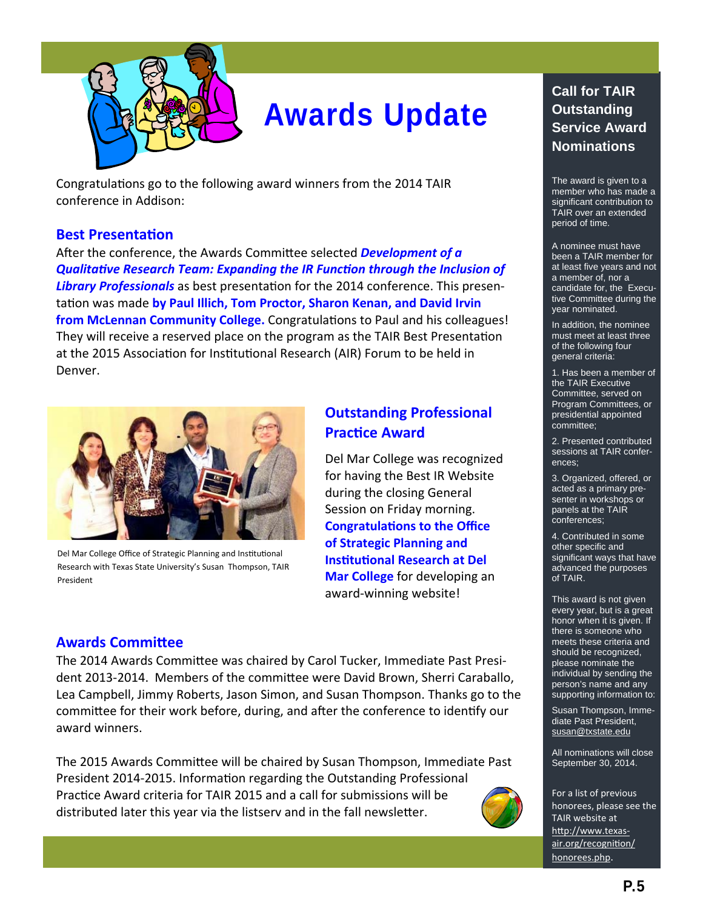# Awards Update

Congratulations go to the following award winners from the 2014 TAIR conference in Addison:

## Best Presentation

After the conference, the Awards Committee selected ***Development of a Qualitative Research Team: Expanding the IR Function through the Inclusion of Library Professionals*** as best presentation for the 2014 conference. This presentation was made **by Paul Illich, Tom Proctor, Sharon Kenan, and David Irvin from McLennan Community College.** Congratulations to Paul and his colleagues! They will receive a reserved place on the program as the TAIR Best Presentation at the 2015 Association for Institutional Research (AIR) Forum to be held in Denver.

Del Mar College Office of Strategic Planning and Institutional Research with Texas State University's Susan Thompson, TAIR President

## Outstanding Professional Practice Award

Del Mar College was recognized for having the Best IR Website during the closing General Session on Friday morning. **Congratulations to the Office of Strategic Planning and Institutional Research at Del Mar College** for developing an award-winning website!

## Awards Committee

The 2014 Awards Committee was chaired by Carol Tucker, Immediate Past President 2013-2014. Members of the committee were David Brown, Sherri Caraballo, Lea Campbell, Jimmy Roberts, Jason Simon, and Susan Thompson. Thanks go to the committee for their work before, during, and after the conference to identify our award winners.

The 2015 Awards Committee will be chaired by Susan Thompson, Immediate Past President 2014-2015. Information regarding the Outstanding Professional Practice Award criteria for TAIR 2015 and a call for submissions will be distributed later this year via the listserv and in the fall newsletter.

## Call for TAIR Outstanding Service Award Nominations

The award is given to a member who has made a significant contribution to TAIR over an extended period of time.

A nominee must have been a TAIR member for at least five years and not a member of, nor a candidate for, the Executive Committee during the year nominated.

In addition, the nominee must meet at least three of the following four general criteria:

1. Has been a member of the TAIR Executive Committee, served on Program Committees, or presidential appointed committee;
2. Presented contributed sessions at TAIR conferences;
3. Organized, offered, or acted as a primary presenter in workshops or panels at the TAIR conferences;
4. Contributed in some other specific and significant ways that have advanced the purposes of TAIR.

This award is not given every year, but is a great honor when it is given. If there is someone who meets these criteria and should be recognized, please nominate the individual by sending the person's name and any supporting information to:

Susan Thompson, Immediate Past President, susan@txstate.edu

All nominations will close September 30, 2014.

For a list of previous honorees, please see the TAIR website at http://www.texas-air.org/recognition/honorees.php.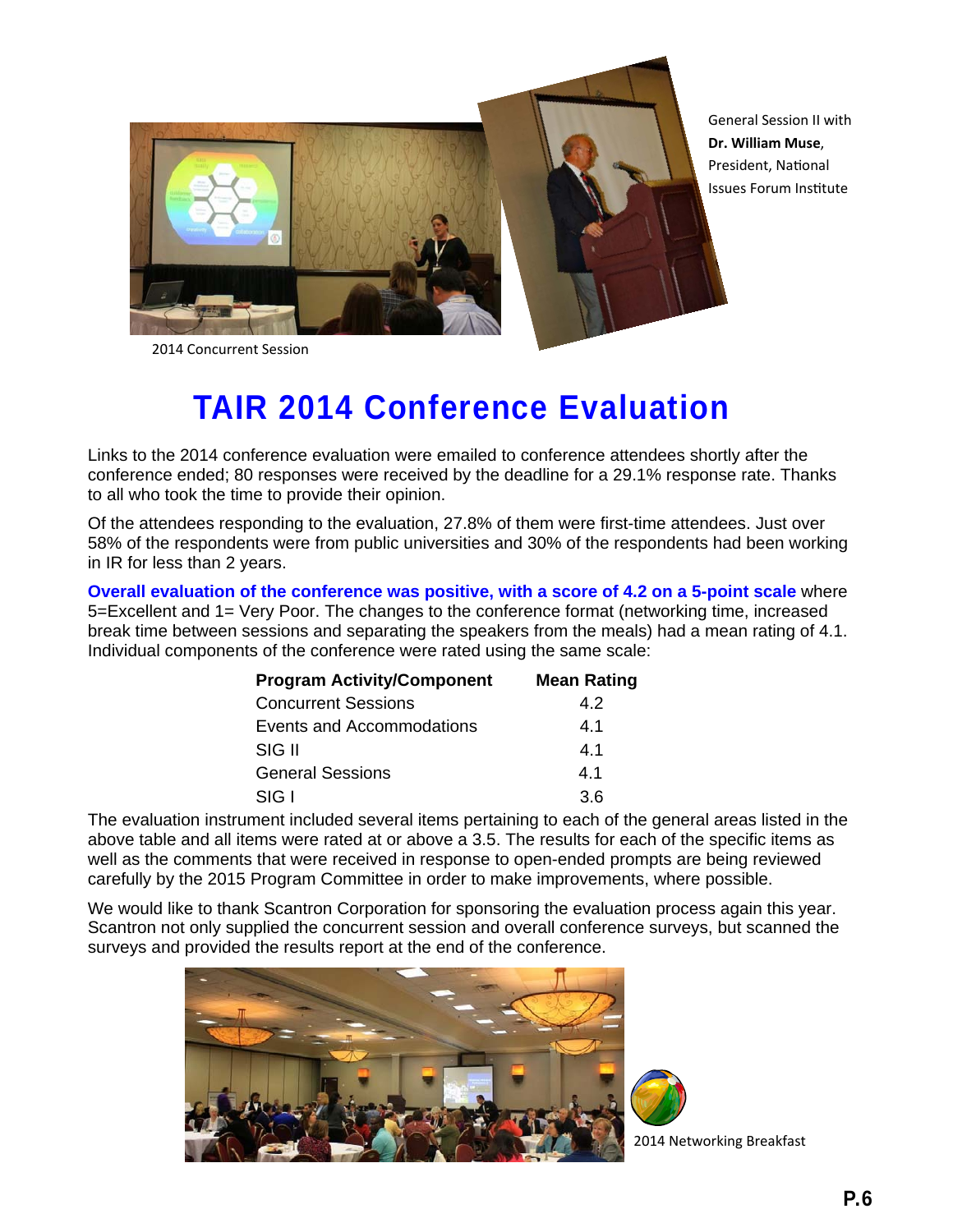2014 Concurrent Session

General Session II with **Dr. William Muse**, President, National Issues Forum Institute

# TAIR 2014 Conference Evaluation

Links to the 2014 conference evaluation were emailed to conference attendees shortly after the conference ended; 80 responses were received by the deadline for a 29.1% response rate. Thanks to all who took the time to provide their opinion.

Of the attendees responding to the evaluation, 27.8% of them were first-time attendees. Just over 58% of the respondents were from public universities and 30% of the respondents had been working in IR for less than 2 years.

**Overall evaluation of the conference was positive, with a score of 4.2 on a 5-point scale** where 5=Excellent and 1= Very Poor. The changes to the conference format (networking time, increased break time between sessions and separating the speakers from the meals) had a mean rating of 4.1. Individual components of the conference were rated using the same scale:

| Program Activity/Component | Mean Rating |
|---|---|
| Concurrent Sessions | 4.2 |
| Events and Accommodations | 4.1 |
| SIG II | 4.1 |
| General Sessions | 4.1 |
| SIG I | 3.6 |

The evaluation instrument included several items pertaining to each of the general areas listed in the above table and all items were rated at or above a 3.5. The results for each of the specific items as well as the comments that were received in response to open-ended prompts are being reviewed carefully by the 2015 Program Committee in order to make improvements, where possible.

We would like to thank Scantron Corporation for sponsoring the evaluation process again this year. Scantron not only supplied the concurrent session and overall conference surveys, but scanned the surveys and provided the results report at the end of the conference.

2014 Networking Breakfast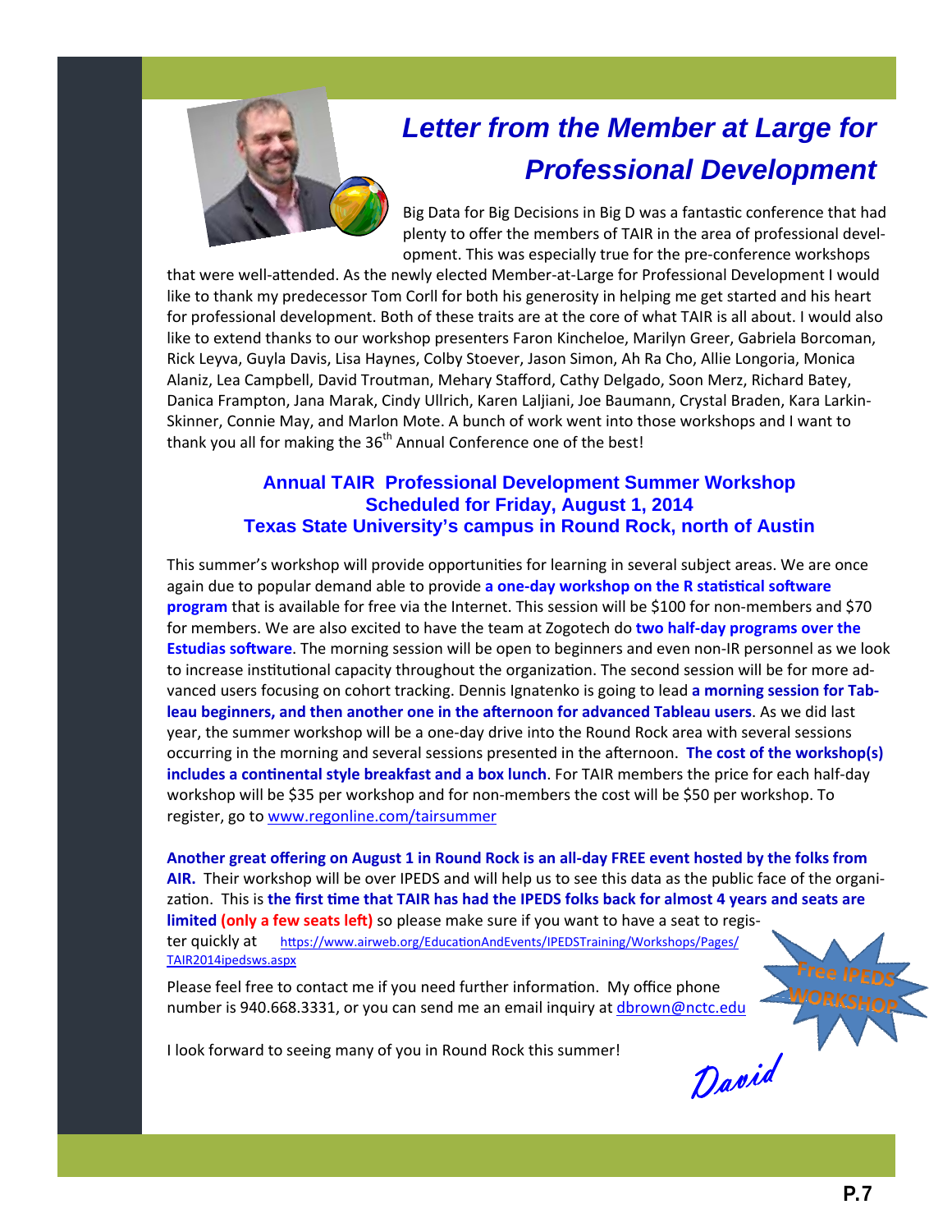# *Letter from the Member at Large for Professional Development*

Big Data for Big Decisions in Big D was a fantastic conference that had plenty to offer the members of TAIR in the area of professional development. This was especially true for the pre-conference workshops that were well-attended. As the newly elected Member-at-Large for Professional Development I would like to thank my predecessor Tom Corll for both his generosity in helping me get started and his heart for professional development. Both of these traits are at the core of what TAIR is all about. I would also like to extend thanks to our workshop presenters Faron Kincheloe, Marilyn Greer, Gabriela Borcoman, Rick Leyva, Guyla Davis, Lisa Haynes, Colby Stoever, Jason Simon, Ah Ra Cho, Allie Longoria, Monica Alaniz, Lea Campbell, David Troutman, Mehary Stafford, Cathy Delgado, Soon Merz, Richard Batey, Danica Frampton, Jana Marak, Cindy Ullrich, Karen Laljiani, Joe Baumann, Crystal Braden, Kara Larkin-Skinner, Connie May, and Marlon Mote. A bunch of work went into those workshops and I want to thank you all for making the 36th Annual Conference one of the best!

## Annual TAIR Professional Development Summer Workshop
## Scheduled for Friday, August 1, 2014
## Texas State University's campus in Round Rock, north of Austin

This summer's workshop will provide opportunities for learning in several subject areas. We are once again due to popular demand able to provide **a one-day workshop on the R statistical software program** that is available for free via the Internet. This session will be $100 for non-members and $70 for members. We are also excited to have the team at Zogotech do **two half-day programs over the Estudias software**. The morning session will be open to beginners and even non-IR personnel as we look to increase institutional capacity throughout the organization. The second session will be for more advanced users focusing on cohort tracking. Dennis Ignatenko is going to lead **a morning session for Tableau beginners, and then another one in the afternoon for advanced Tableau users**. As we did last year, the summer workshop will be a one-day drive into the Round Rock area with several sessions occurring in the morning and several sessions presented in the afternoon. **The cost of the workshop(s) includes a continental style breakfast and a box lunch**. For TAIR members the price for each half-day workshop will be $35 per workshop and for non-members the cost will be $50 per workshop. To register, go to www.regonline.com/tairsummer

**Another great offering on August 1 in Round Rock is an all-day FREE event hosted by the folks from AIR.** Their workshop will be over IPEDS and will help us to see this data as the public face of the organization. This is **the first time that TAIR has had the IPEDS folks back for almost 4 years and seats are limited** **(only a few seats left)** so please make sure if you want to have a seat to register quickly at https://www.airweb.org/EducationAndEvents/IPEDSTraining/Workshops/Pages/TAIR2014ipedsws.aspx

Free IPEDS WORKSHOP

Please feel free to contact me if you need further information. My office phone number is 940.668.3331, or you can send me an email inquiry at dbrown@nctc.edu

I look forward to seeing many of you in Round Rock this summer!

*David*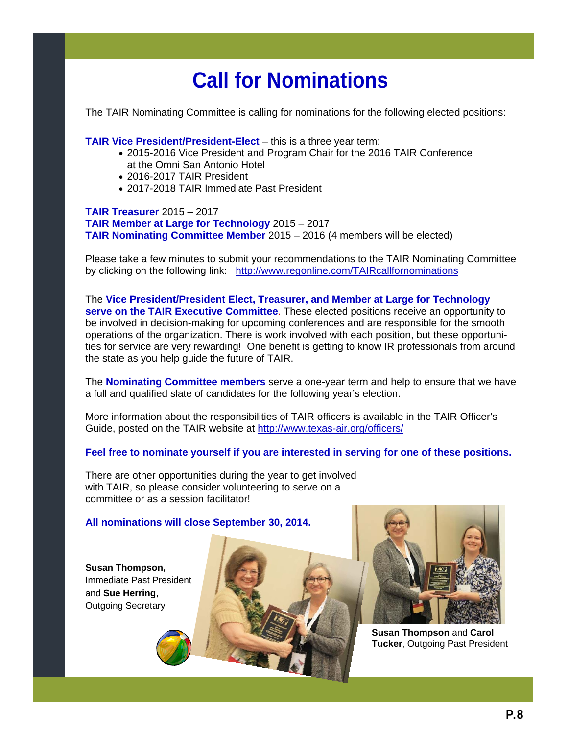# Call for Nominations

The TAIR Nominating Committee is calling for nominations for the following elected positions:

**TAIR Vice President/President-Elect** – this is a three year term:

- 2015-2016 Vice President and Program Chair for the 2016 TAIR Conference at the Omni San Antonio Hotel
- 2016-2017 TAIR President
- 2017-2018 TAIR Immediate Past President

**TAIR Treasurer** 2015 – 2017
**TAIR Member at Large for Technology** 2015 – 2017
**TAIR Nominating Committee Member** 2015 – 2016 (4 members will be elected)

Please take a few minutes to submit your recommendations to the TAIR Nominating Committee by clicking on the following link: http://www.regonline.com/TAIRcallfornominations

The **Vice President/President Elect, Treasurer, and Member at Large for Technology serve on the TAIR Executive Committee**. These elected positions receive an opportunity to be involved in decision-making for upcoming conferences and are responsible for the smooth operations of the organization. There is work involved with each position, but these opportunities for service are very rewarding! One benefit is getting to know IR professionals from around the state as you help guide the future of TAIR.

The **Nominating Committee members** serve a one-year term and help to ensure that we have a full and qualified slate of candidates for the following year's election.

More information about the responsibilities of TAIR officers is available in the TAIR Officer's Guide, posted on the TAIR website at http://www.texas-air.org/officers/

**Feel free to nominate yourself if you are interested in serving for one of these positions.**

There are other opportunities during the year to get involved with TAIR, so please consider volunteering to serve on a committee or as a session facilitator!

**All nominations will close September 30, 2014.**

**Susan Thompson,** Immediate Past President and **Sue Herring**, Outgoing Secretary

**Susan Thompson** and **Carol Tucker**, Outgoing Past President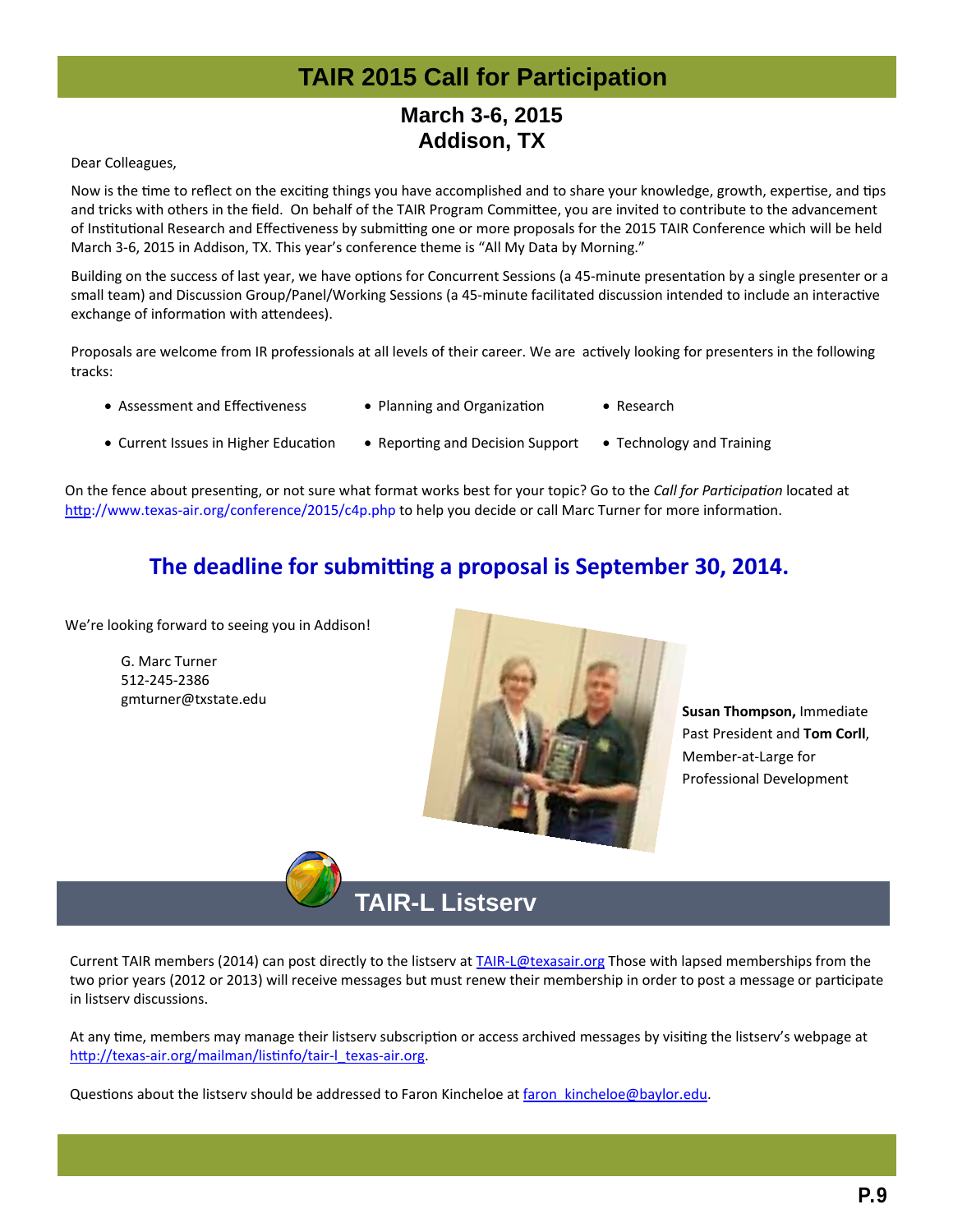# TAIR 2015 Call for Participation

## March 3-6, 2015
## Addison, TX

Dear Colleagues,

Now is the time to reflect on the exciting things you have accomplished and to share your knowledge, growth, expertise, and tips and tricks with others in the field. On behalf of the TAIR Program Committee, you are invited to contribute to the advancement of Institutional Research and Effectiveness by submitting one or more proposals for the 2015 TAIR Conference which will be held March 3-6, 2015 in Addison, TX. This year's conference theme is "All My Data by Morning."

Building on the success of last year, we have options for Concurrent Sessions (a 45-minute presentation by a single presenter or a small team) and Discussion Group/Panel/Working Sessions (a 45-minute facilitated discussion intended to include an interactive exchange of information with attendees).

Proposals are welcome from IR professionals at all levels of their career. We are actively looking for presenters in the following tracks:

- Assessment and Effectiveness
- Planning and Organization
- Research
- Current Issues in Higher Education
- Reporting and Decision Support
- Technology and Training

On the fence about presenting, or not sure what format works best for your topic? Go to the *Call for Participation* located at http://www.texas-air.org/conference/2015/c4p.php to help you decide or call Marc Turner for more information.

**The deadline for submitting a proposal is September 30, 2014.**

We're looking forward to seeing you in Addison!

G. Marc Turner
512-245-2386
gmturner@txstate.edu

**Susan Thompson,** Immediate Past President and **Tom Corll**, Member-at-Large for Professional Development

# TAIR-L Listserv

Current TAIR members (2014) can post directly to the listserv at TAIR-L@texasair.org Those with lapsed memberships from the two prior years (2012 or 2013) will receive messages but must renew their membership in order to post a message or participate in listserv discussions.

At any time, members may manage their listserv subscription or access archived messages by visiting the listserv's webpage at http://texas-air.org/mailman/listinfo/tair-l_texas-air.org.

Questions about the listserv should be addressed to Faron Kincheloe at faron_kincheloe@baylor.edu.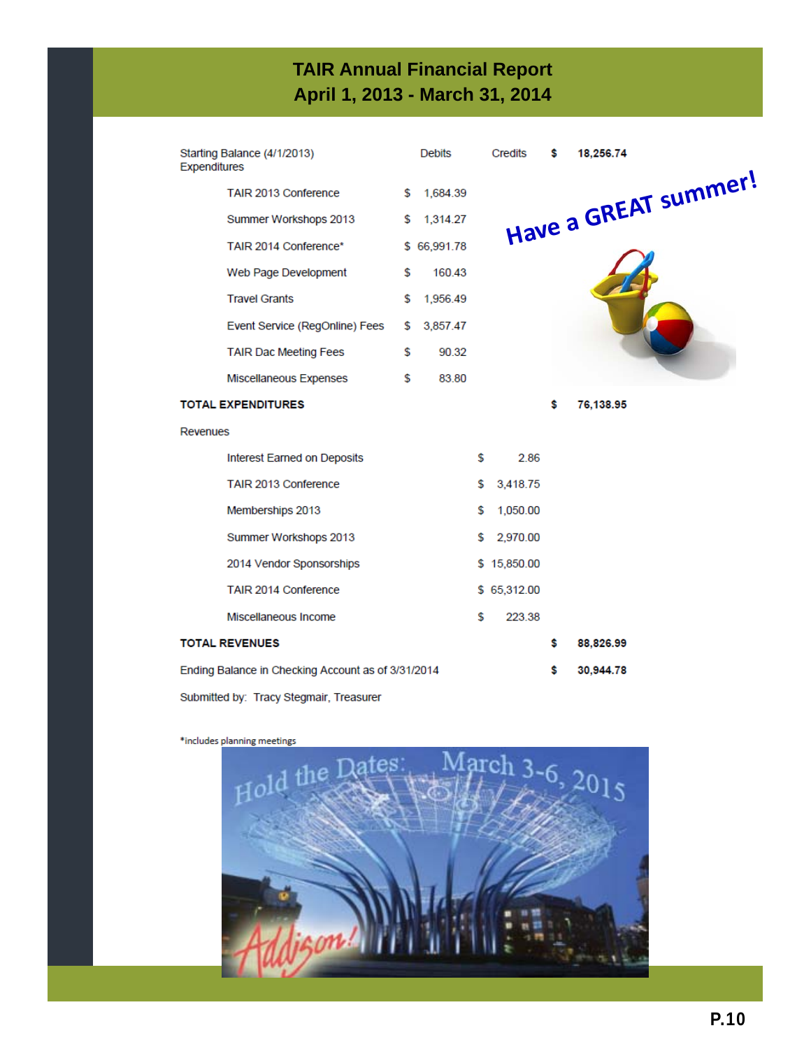# TAIR Annual Financial Report
## April 1, 2013 - March 31, 2014

| | Debits | Credits | | |
|---|---|---|---|---|
| Starting Balance (4/1/2013) | | | $ | 18,256.74 |
| Expenditures | | | | |
| TAIR 2013 Conference | $ 1,684.39 | | | |
| Summer Workshops 2013 | $ 1,314.27 | | | |
| TAIR 2014 Conference* | $ 66,991.78 | | | |
| Web Page Development | $ 160.43 | | | |
| Travel Grants | $ 1,956.49 | | | |
| Event Service (RegOnline) Fees | $ 3,857.47 | | | |
| TAIR Dac Meeting Fees | $ 90.32 | | | |
| Miscellaneous Expenses | $ 83.80 | | | |
| **TOTAL EXPENDITURES** | | | $ | **76,138.95** |
| Revenues | | | | |
| Interest Earned on Deposits | | $ 2.86 | | |
| TAIR 2013 Conference | | $ 3,418.75 | | |
| Memberships 2013 | | $ 1,050.00 | | |
| Summer Workshops 2013 | | $ 2,970.00 | | |
| 2014 Vendor Sponsorships | | $ 15,850.00 | | |
| TAIR 2014 Conference | | $ 65,312.00 | | |
| Miscellaneous Income | | $ 223.38 | | |
| **TOTAL REVENUES** | | | $ | **88,826.99** |
| Ending Balance in Checking Account as of 3/31/2014 | | | $ | 30,944.78 |

Submitted by: Tracy Stegmair, Treasurer

*includes planning meetings

**Have a GREAT summer!**

Hold the Dates: March 3-6, 2015

Addison!